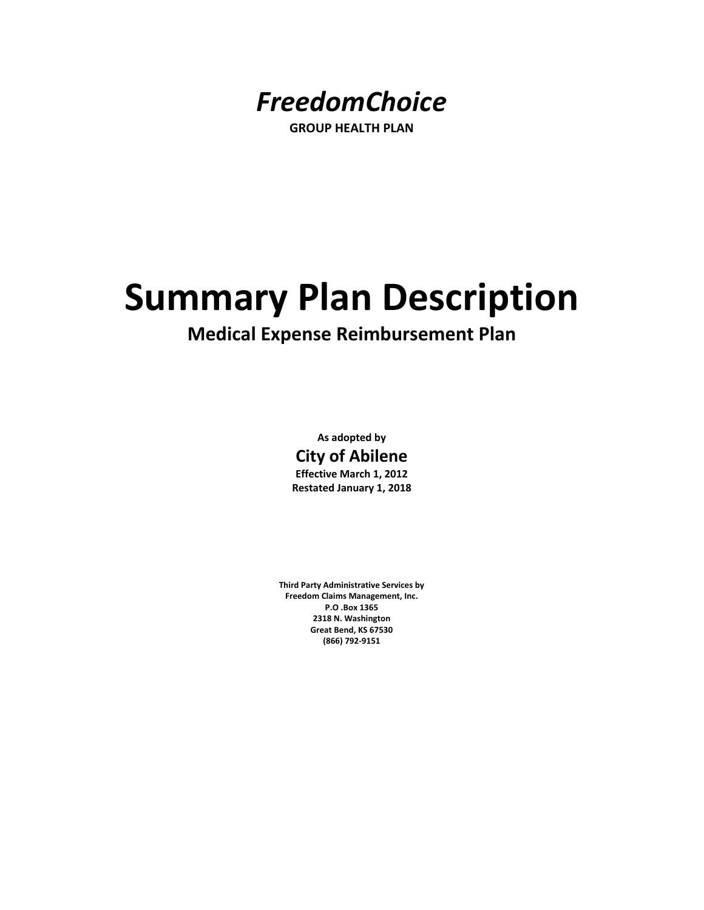*FreedomChoice*

**GROUP HEALTH PLAN**

# Summary Plan Description

## Medical Expense Reimbursement Plan

**As adopted by**

**City of Abilene**

**Effective March 1, 2012**

**Restated January 1, 2018**

**Third Party Administrative Services by**
**Freedom Claims Management, Inc.**
**P.O .Box 1365**
**2318 N. Washington**
**Great Bend, KS 67530**
**(866) 792-9151**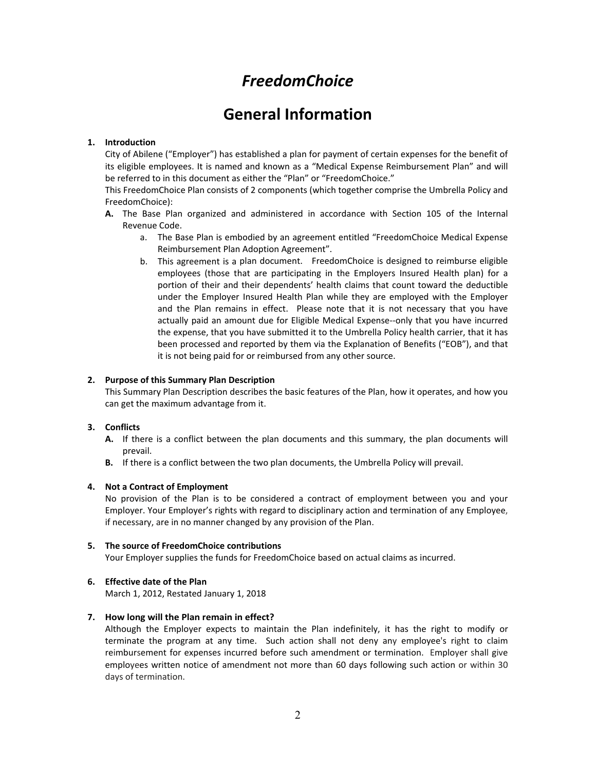# *FreedomChoice*

# General Information

1. **Introduction**

   City of Abilene ("Employer") has established a plan for payment of certain expenses for the benefit of its eligible employees. It is named and known as a "Medical Expense Reimbursement Plan" and will be referred to in this document as either the "Plan" or "FreedomChoice."

   This FreedomChoice Plan consists of 2 components (which together comprise the Umbrella Policy and FreedomChoice):

   **A.** The Base Plan organized and administered in accordance with Section 105 of the Internal Revenue Code.

      a. The Base Plan is embodied by an agreement entitled "FreedomChoice Medical Expense Reimbursement Plan Adoption Agreement".

      b. This agreement is a plan document. FreedomChoice is designed to reimburse eligible employees (those that are participating in the Employers Insured Health plan) for a portion of their and their dependents' health claims that count toward the deductible under the Employer Insured Health Plan while they are employed with the Employer and the Plan remains in effect. Please note that it is not necessary that you have actually paid an amount due for Eligible Medical Expense--only that you have incurred the expense, that you have submitted it to the Umbrella Policy health carrier, that it has been processed and reported by them via the Explanation of Benefits ("EOB"), and that it is not being paid for or reimbursed from any other source.

2. **Purpose of this Summary Plan Description**

   This Summary Plan Description describes the basic features of the Plan, how it operates, and how you can get the maximum advantage from it.

3. **Conflicts**

   **A.** If there is a conflict between the plan documents and this summary, the plan documents will prevail.

   **B.** If there is a conflict between the two plan documents, the Umbrella Policy will prevail.

4. **Not a Contract of Employment**

   No provision of the Plan is to be considered a contract of employment between you and your Employer. Your Employer's rights with regard to disciplinary action and termination of any Employee, if necessary, are in no manner changed by any provision of the Plan.

5. **The source of FreedomChoice contributions**

   Your Employer supplies the funds for FreedomChoice based on actual claims as incurred.

6. **Effective date of the Plan**

   March 1, 2012, Restated January 1, 2018

7. **How long will the Plan remain in effect?**

   Although the Employer expects to maintain the Plan indefinitely, it has the right to modify or terminate the program at any time. Such action shall not deny any employee's right to claim reimbursement for expenses incurred before such amendment or termination. Employer shall give employees written notice of amendment not more than 60 days following such action or within 30 days of termination.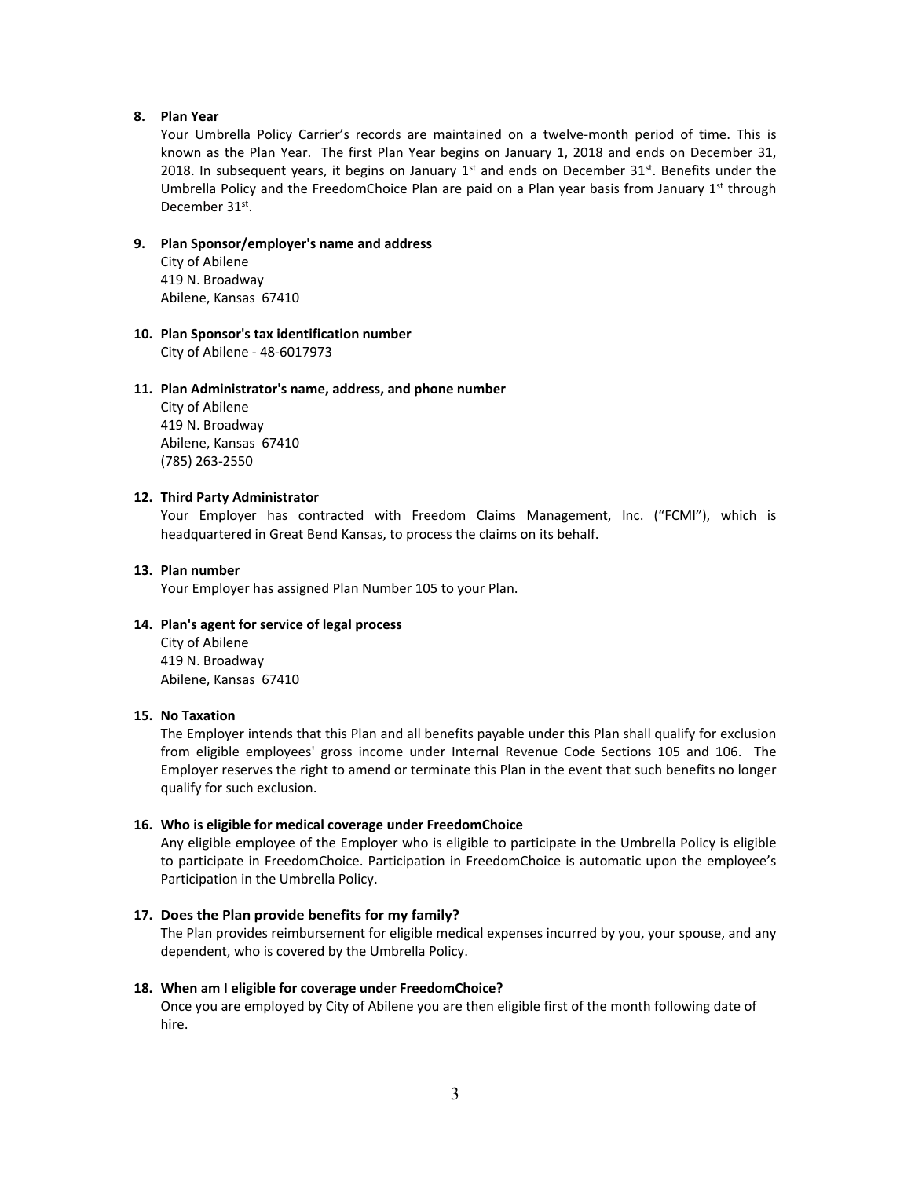**8. Plan Year**

Your Umbrella Policy Carrier's records are maintained on a twelve-month period of time. This is known as the Plan Year. The first Plan Year begins on January 1, 2018 and ends on December 31, 2018. In subsequent years, it begins on January 1st and ends on December 31st. Benefits under the Umbrella Policy and the FreedomChoice Plan are paid on a Plan year basis from January 1st through December 31st.

**9. Plan Sponsor/employer's name and address**

City of Abilene
419 N. Broadway
Abilene, Kansas 67410

**10. Plan Sponsor's tax identification number**

City of Abilene - 48-6017973

**11. Plan Administrator's name, address, and phone number**

City of Abilene
419 N. Broadway
Abilene, Kansas 67410
(785) 263-2550

**12. Third Party Administrator**

Your Employer has contracted with Freedom Claims Management, Inc. ("FCMI"), which is headquartered in Great Bend Kansas, to process the claims on its behalf.

**13. Plan number**

Your Employer has assigned Plan Number 105 to your Plan.

**14. Plan's agent for service of legal process**

City of Abilene
419 N. Broadway
Abilene, Kansas 67410

**15. No Taxation**

The Employer intends that this Plan and all benefits payable under this Plan shall qualify for exclusion from eligible employees' gross income under Internal Revenue Code Sections 105 and 106. The Employer reserves the right to amend or terminate this Plan in the event that such benefits no longer qualify for such exclusion.

**16. Who is eligible for medical coverage under FreedomChoice**

Any eligible employee of the Employer who is eligible to participate in the Umbrella Policy is eligible to participate in FreedomChoice. Participation in FreedomChoice is automatic upon the employee's Participation in the Umbrella Policy.

**17. Does the Plan provide benefits for my family?**

The Plan provides reimbursement for eligible medical expenses incurred by you, your spouse, and any dependent, who is covered by the Umbrella Policy.

**18. When am I eligible for coverage under FreedomChoice?**

Once you are employed by City of Abilene you are then eligible first of the month following date of hire.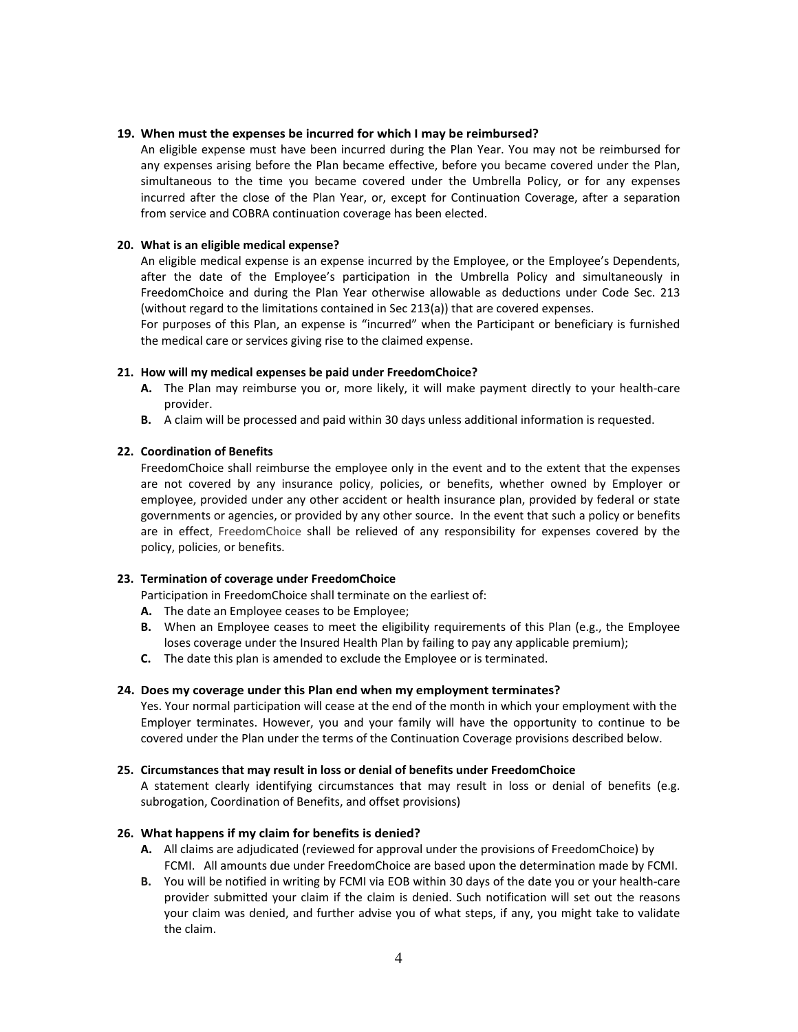**19. When must the expenses be incurred for which I may be reimbursed?**

An eligible expense must have been incurred during the Plan Year. You may not be reimbursed for any expenses arising before the Plan became effective, before you became covered under the Plan, simultaneous to the time you became covered under the Umbrella Policy, or for any expenses incurred after the close of the Plan Year, or, except for Continuation Coverage, after a separation from service and COBRA continuation coverage has been elected.

**20. What is an eligible medical expense?**

An eligible medical expense is an expense incurred by the Employee, or the Employee's Dependents, after the date of the Employee's participation in the Umbrella Policy and simultaneously in FreedomChoice and during the Plan Year otherwise allowable as deductions under Code Sec. 213 (without regard to the limitations contained in Sec 213(a)) that are covered expenses.

For purposes of this Plan, an expense is "incurred" when the Participant or beneficiary is furnished the medical care or services giving rise to the claimed expense.

**21. How will my medical expenses be paid under FreedomChoice?**

- **A.** The Plan may reimburse you or, more likely, it will make payment directly to your health-care provider.
- **B.** A claim will be processed and paid within 30 days unless additional information is requested.

**22. Coordination of Benefits**

FreedomChoice shall reimburse the employee only in the event and to the extent that the expenses are not covered by any insurance policy, policies, or benefits, whether owned by Employer or employee, provided under any other accident or health insurance plan, provided by federal or state governments or agencies, or provided by any other source. In the event that such a policy or benefits are in effect, FreedomChoice shall be relieved of any responsibility for expenses covered by the policy, policies, or benefits.

**23. Termination of coverage under FreedomChoice**

Participation in FreedomChoice shall terminate on the earliest of:

- **A.** The date an Employee ceases to be Employee;
- **B.** When an Employee ceases to meet the eligibility requirements of this Plan (e.g., the Employee loses coverage under the Insured Health Plan by failing to pay any applicable premium);
- **C.** The date this plan is amended to exclude the Employee or is terminated.

**24. Does my coverage under this Plan end when my employment terminates?**

Yes. Your normal participation will cease at the end of the month in which your employment with the Employer terminates. However, you and your family will have the opportunity to continue to be covered under the Plan under the terms of the Continuation Coverage provisions described below.

**25. Circumstances that may result in loss or denial of benefits under FreedomChoice**

A statement clearly identifying circumstances that may result in loss or denial of benefits (e.g. subrogation, Coordination of Benefits, and offset provisions)

**26. What happens if my claim for benefits is denied?**

- **A.** All claims are adjudicated (reviewed for approval under the provisions of FreedomChoice) by FCMI. All amounts due under FreedomChoice are based upon the determination made by FCMI.
- **B.** You will be notified in writing by FCMI via EOB within 30 days of the date you or your health-care provider submitted your claim if the claim is denied. Such notification will set out the reasons your claim was denied, and further advise you of what steps, if any, you might take to validate the claim.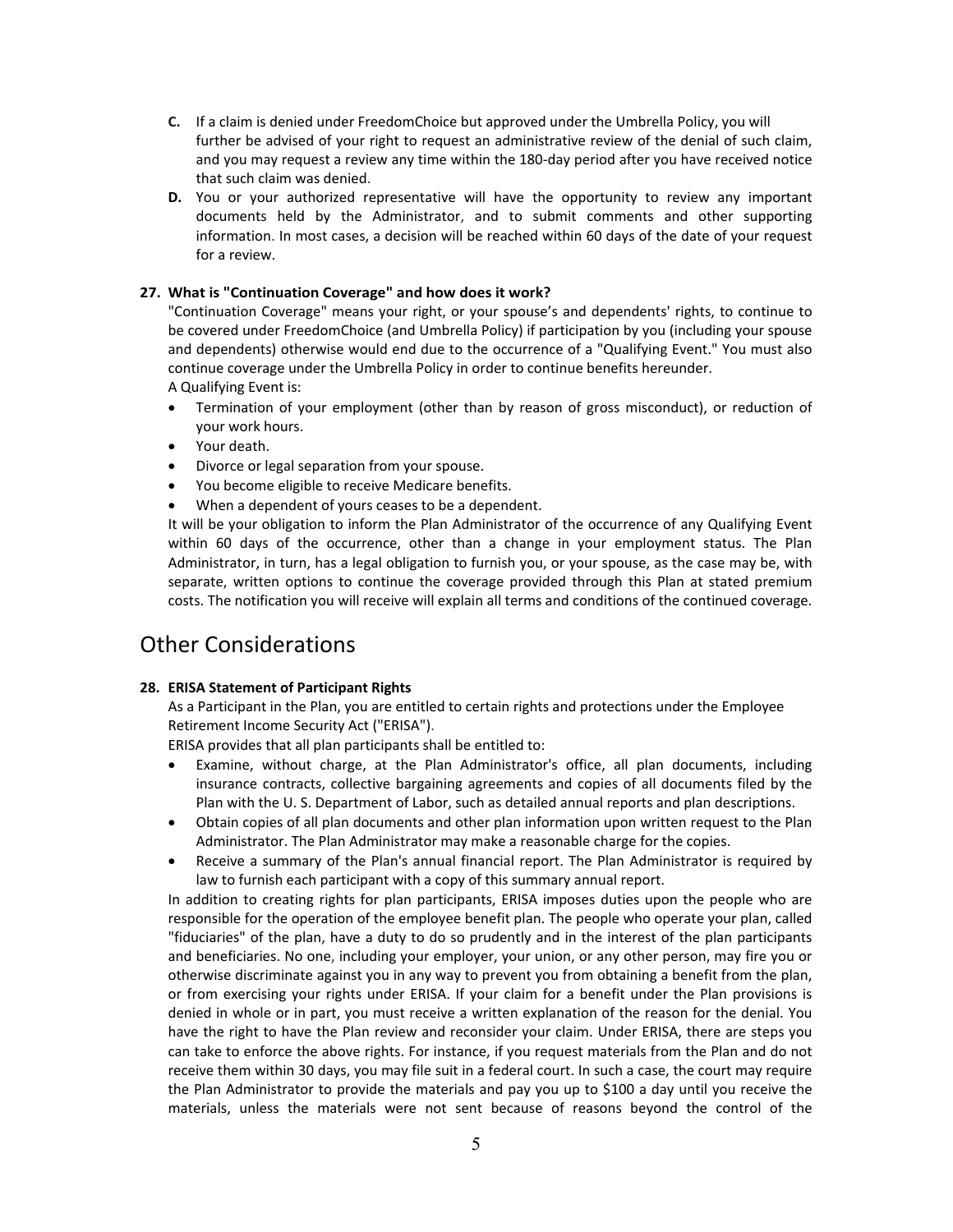**C.** If a claim is denied under FreedomChoice but approved under the Umbrella Policy, you will further be advised of your right to request an administrative review of the denial of such claim, and you may request a review any time within the 180-day period after you have received notice that such claim was denied.

**D.** You or your authorized representative will have the opportunity to review any important documents held by the Administrator, and to submit comments and other supporting information. In most cases, a decision will be reached within 60 days of the date of your request for a review.

**27. What is "Continuation Coverage" and how does it work?**

"Continuation Coverage" means your right, or your spouse's and dependents' rights, to continue to be covered under FreedomChoice (and Umbrella Policy) if participation by you (including your spouse and dependents) otherwise would end due to the occurrence of a "Qualifying Event." You must also continue coverage under the Umbrella Policy in order to continue benefits hereunder.

A Qualifying Event is:

- Termination of your employment (other than by reason of gross misconduct), or reduction of your work hours.
- Your death.
- Divorce or legal separation from your spouse.
- You become eligible to receive Medicare benefits.
- When a dependent of yours ceases to be a dependent.

It will be your obligation to inform the Plan Administrator of the occurrence of any Qualifying Event within 60 days of the occurrence, other than a change in your employment status. The Plan Administrator, in turn, has a legal obligation to furnish you, or your spouse, as the case may be, with separate, written options to continue the coverage provided through this Plan at stated premium costs. The notification you will receive will explain all terms and conditions of the continued coverage.

# Other Considerations

**28. ERISA Statement of Participant Rights**

As a Participant in the Plan, you are entitled to certain rights and protections under the Employee Retirement Income Security Act ("ERISA").

ERISA provides that all plan participants shall be entitled to:

- Examine, without charge, at the Plan Administrator's office, all plan documents, including insurance contracts, collective bargaining agreements and copies of all documents filed by the Plan with the U. S. Department of Labor, such as detailed annual reports and plan descriptions.
- Obtain copies of all plan documents and other plan information upon written request to the Plan Administrator. The Plan Administrator may make a reasonable charge for the copies.
- Receive a summary of the Plan's annual financial report. The Plan Administrator is required by law to furnish each participant with a copy of this summary annual report.

In addition to creating rights for plan participants, ERISA imposes duties upon the people who are responsible for the operation of the employee benefit plan. The people who operate your plan, called "fiduciaries" of the plan, have a duty to do so prudently and in the interest of the plan participants and beneficiaries. No one, including your employer, your union, or any other person, may fire you or otherwise discriminate against you in any way to prevent you from obtaining a benefit from the plan, or from exercising your rights under ERISA. If your claim for a benefit under the Plan provisions is denied in whole or in part, you must receive a written explanation of the reason for the denial. You have the right to have the Plan review and reconsider your claim. Under ERISA, there are steps you can take to enforce the above rights. For instance, if you request materials from the Plan and do not receive them within 30 days, you may file suit in a federal court. In such a case, the court may require the Plan Administrator to provide the materials and pay you up to $100 a day until you receive the materials, unless the materials were not sent because of reasons beyond the control of the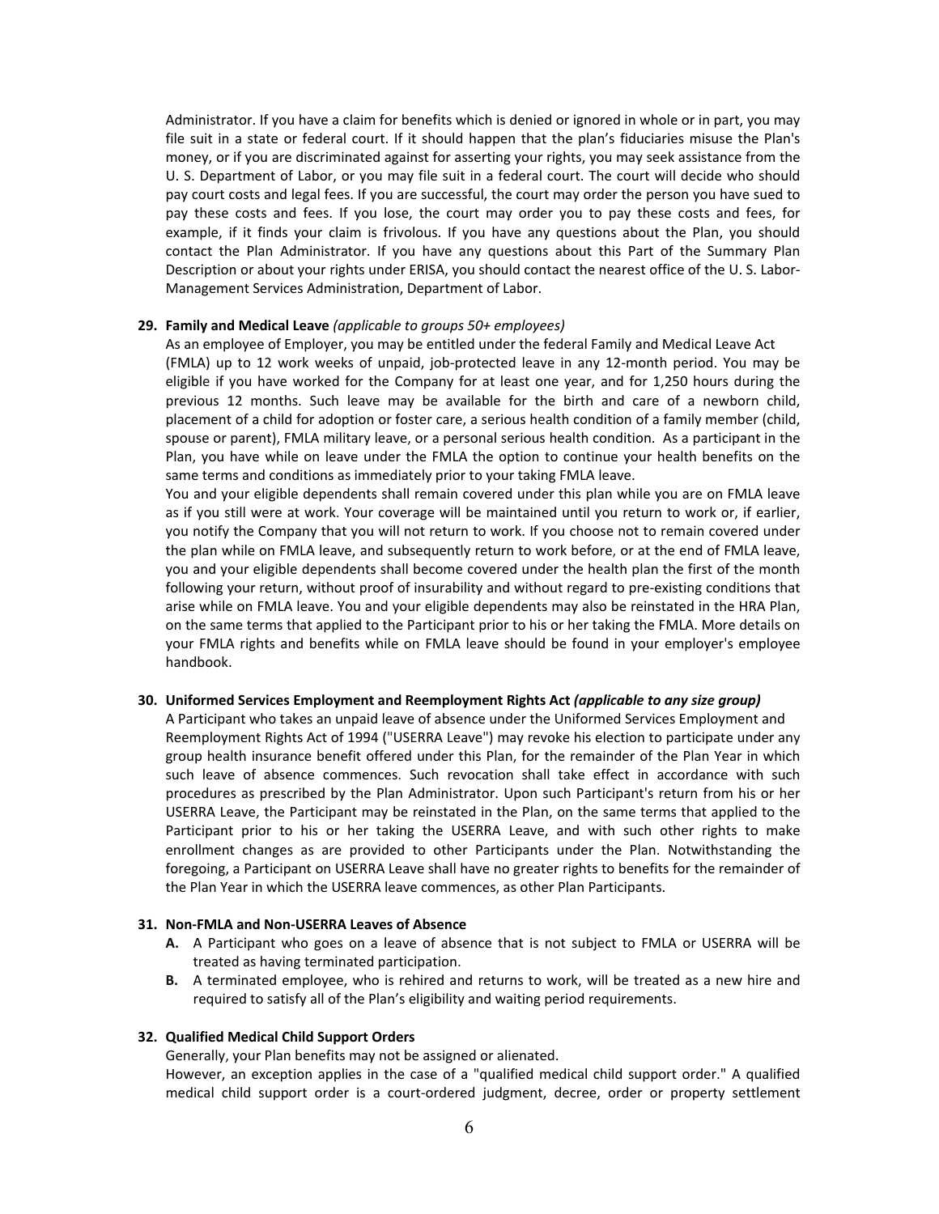Administrator. If you have a claim for benefits which is denied or ignored in whole or in part, you may file suit in a state or federal court. If it should happen that the plan's fiduciaries misuse the Plan's money, or if you are discriminated against for asserting your rights, you may seek assistance from the U. S. Department of Labor, or you may file suit in a federal court. The court will decide who should pay court costs and legal fees. If you are successful, the court may order the person you have sued to pay these costs and fees. If you lose, the court may order you to pay these costs and fees, for example, if it finds your claim is frivolous. If you have any questions about the Plan, you should contact the Plan Administrator. If you have any questions about this Part of the Summary Plan Description or about your rights under ERISA, you should contact the nearest office of the U. S. Labor-Management Services Administration, Department of Labor.

**29. Family and Medical Leave** *(applicable to groups 50+ employees)*

As an employee of Employer, you may be entitled under the federal Family and Medical Leave Act (FMLA) up to 12 work weeks of unpaid, job-protected leave in any 12-month period. You may be eligible if you have worked for the Company for at least one year, and for 1,250 hours during the previous 12 months. Such leave may be available for the birth and care of a newborn child, placement of a child for adoption or foster care, a serious health condition of a family member (child, spouse or parent), FMLA military leave, or a personal serious health condition. As a participant in the Plan, you have while on leave under the FMLA the option to continue your health benefits on the same terms and conditions as immediately prior to your taking FMLA leave.

You and your eligible dependents shall remain covered under this plan while you are on FMLA leave as if you still were at work. Your coverage will be maintained until you return to work or, if earlier, you notify the Company that you will not return to work. If you choose not to remain covered under the plan while on FMLA leave, and subsequently return to work before, or at the end of FMLA leave, you and your eligible dependents shall become covered under the health plan the first of the month following your return, without proof of insurability and without regard to pre-existing conditions that arise while on FMLA leave. You and your eligible dependents may also be reinstated in the HRA Plan, on the same terms that applied to the Participant prior to his or her taking the FMLA. More details on your FMLA rights and benefits while on FMLA leave should be found in your employer's employee handbook.

**30. Uniformed Services Employment and Reemployment Rights Act *(applicable to any size group)***

A Participant who takes an unpaid leave of absence under the Uniformed Services Employment and Reemployment Rights Act of 1994 ("USERRA Leave") may revoke his election to participate under any group health insurance benefit offered under this Plan, for the remainder of the Plan Year in which such leave of absence commences. Such revocation shall take effect in accordance with such procedures as prescribed by the Plan Administrator. Upon such Participant's return from his or her USERRA Leave, the Participant may be reinstated in the Plan, on the same terms that applied to the Participant prior to his or her taking the USERRA Leave, and with such other rights to make enrollment changes as are provided to other Participants under the Plan. Notwithstanding the foregoing, a Participant on USERRA Leave shall have no greater rights to benefits for the remainder of the Plan Year in which the USERRA leave commences, as other Plan Participants.

**31. Non-FMLA and Non-USERRA Leaves of Absence**

- **A.** A Participant who goes on a leave of absence that is not subject to FMLA or USERRA will be treated as having terminated participation.
- **B.** A terminated employee, who is rehired and returns to work, will be treated as a new hire and required to satisfy all of the Plan's eligibility and waiting period requirements.

**32. Qualified Medical Child Support Orders**

Generally, your Plan benefits may not be assigned or alienated.

However, an exception applies in the case of a "qualified medical child support order." A qualified medical child support order is a court-ordered judgment, decree, order or property settlement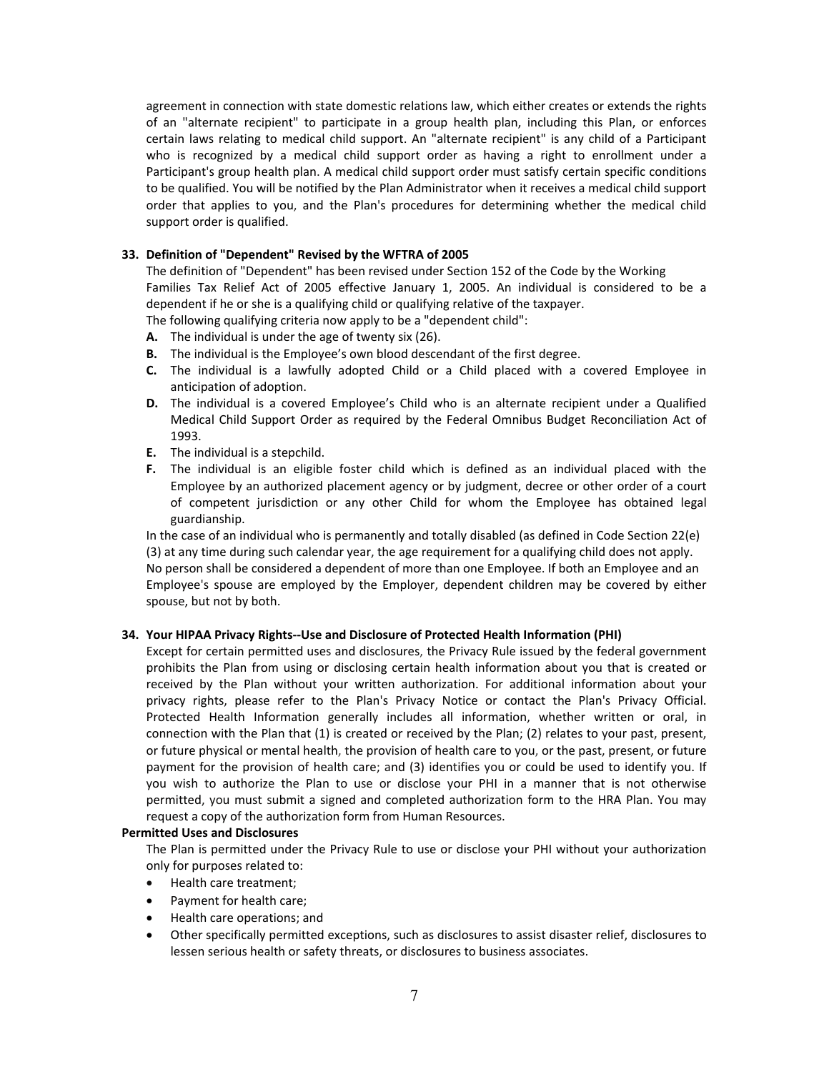agreement in connection with state domestic relations law, which either creates or extends the rights of an "alternate recipient" to participate in a group health plan, including this Plan, or enforces certain laws relating to medical child support. An "alternate recipient" is any child of a Participant who is recognized by a medical child support order as having a right to enrollment under a Participant's group health plan. A medical child support order must satisfy certain specific conditions to be qualified. You will be notified by the Plan Administrator when it receives a medical child support order that applies to you, and the Plan's procedures for determining whether the medical child support order is qualified.

**33. Definition of "Dependent" Revised by the WFTRA of 2005**

The definition of "Dependent" has been revised under Section 152 of the Code by the Working Families Tax Relief Act of 2005 effective January 1, 2005. An individual is considered to be a dependent if he or she is a qualifying child or qualifying relative of the taxpayer.

The following qualifying criteria now apply to be a "dependent child":

- **A.** The individual is under the age of twenty six (26).
- **B.** The individual is the Employee's own blood descendant of the first degree.
- **C.** The individual is a lawfully adopted Child or a Child placed with a covered Employee in anticipation of adoption.
- **D.** The individual is a covered Employee's Child who is an alternate recipient under a Qualified Medical Child Support Order as required by the Federal Omnibus Budget Reconciliation Act of 1993.
- **E.** The individual is a stepchild.
- **F.** The individual is an eligible foster child which is defined as an individual placed with the Employee by an authorized placement agency or by judgment, decree or other order of a court of competent jurisdiction or any other Child for whom the Employee has obtained legal guardianship.

In the case of an individual who is permanently and totally disabled (as defined in Code Section 22(e)(3) at any time during such calendar year, the age requirement for a qualifying child does not apply.

No person shall be considered a dependent of more than one Employee. If both an Employee and an Employee's spouse are employed by the Employer, dependent children may be covered by either spouse, but not by both.

**34. Your HIPAA Privacy Rights--Use and Disclosure of Protected Health Information (PHI)**

Except for certain permitted uses and disclosures, the Privacy Rule issued by the federal government prohibits the Plan from using or disclosing certain health information about you that is created or received by the Plan without your written authorization. For additional information about your privacy rights, please refer to the Plan's Privacy Notice or contact the Plan's Privacy Official. Protected Health Information generally includes all information, whether written or oral, in connection with the Plan that (1) is created or received by the Plan; (2) relates to your past, present, or future physical or mental health, the provision of health care to you, or the past, present, or future payment for the provision of health care; and (3) identifies you or could be used to identify you. If you wish to authorize the Plan to use or disclose your PHI in a manner that is not otherwise permitted, you must submit a signed and completed authorization form to the HRA Plan. You may request a copy of the authorization form from Human Resources.

**Permitted Uses and Disclosures**

The Plan is permitted under the Privacy Rule to use or disclose your PHI without your authorization only for purposes related to:

- Health care treatment;
- Payment for health care;
- Health care operations; and
- Other specifically permitted exceptions, such as disclosures to assist disaster relief, disclosures to lessen serious health or safety threats, or disclosures to business associates.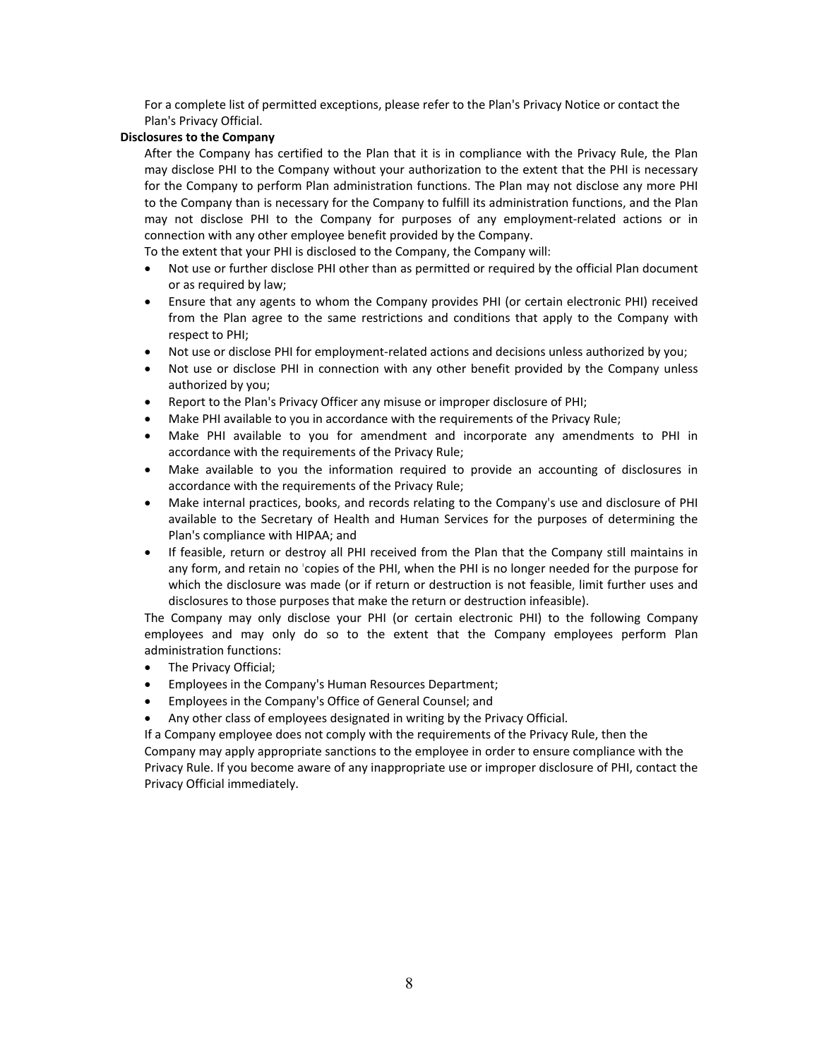For a complete list of permitted exceptions, please refer to the Plan's Privacy Notice or contact the Plan's Privacy Official.

**Disclosures to the Company**

After the Company has certified to the Plan that it is in compliance with the Privacy Rule, the Plan may disclose PHI to the Company without your authorization to the extent that the PHI is necessary for the Company to perform Plan administration functions. The Plan may not disclose any more PHI to the Company than is necessary for the Company to fulfill its administration functions, and the Plan may not disclose PHI to the Company for purposes of any employment-related actions or in connection with any other employee benefit provided by the Company.

To the extent that your PHI is disclosed to the Company, the Company will:

- Not use or further disclose PHI other than as permitted or required by the official Plan document or as required by law;
- Ensure that any agents to whom the Company provides PHI (or certain electronic PHI) received from the Plan agree to the same restrictions and conditions that apply to the Company with respect to PHI;
- Not use or disclose PHI for employment-related actions and decisions unless authorized by you;
- Not use or disclose PHI in connection with any other benefit provided by the Company unless authorized by you;
- Report to the Plan's Privacy Officer any misuse or improper disclosure of PHI;
- Make PHI available to you in accordance with the requirements of the Privacy Rule;
- Make PHI available to you for amendment and incorporate any amendments to PHI in accordance with the requirements of the Privacy Rule;
- Make available to you the information required to provide an accounting of disclosures in accordance with the requirements of the Privacy Rule;
- Make internal practices, books, and records relating to the Company's use and disclosure of PHI available to the Secretary of Health and Human Services for the purposes of determining the Plan's compliance with HIPAA; and
- If feasible, return or destroy all PHI received from the Plan that the Company still maintains in any form, and retain no copies of the PHI, when the PHI is no longer needed for the purpose for which the disclosure was made (or if return or destruction is not feasible, limit further uses and disclosures to those purposes that make the return or destruction infeasible).

The Company may only disclose your PHI (or certain electronic PHI) to the following Company employees and may only do so to the extent that the Company employees perform Plan administration functions:

- The Privacy Official;
- Employees in the Company's Human Resources Department;
- Employees in the Company's Office of General Counsel; and
- Any other class of employees designated in writing by the Privacy Official.

If a Company employee does not comply with the requirements of the Privacy Rule, then the Company may apply appropriate sanctions to the employee in order to ensure compliance with the Privacy Rule. If you become aware of any inappropriate use or improper disclosure of PHI, contact the Privacy Official immediately.